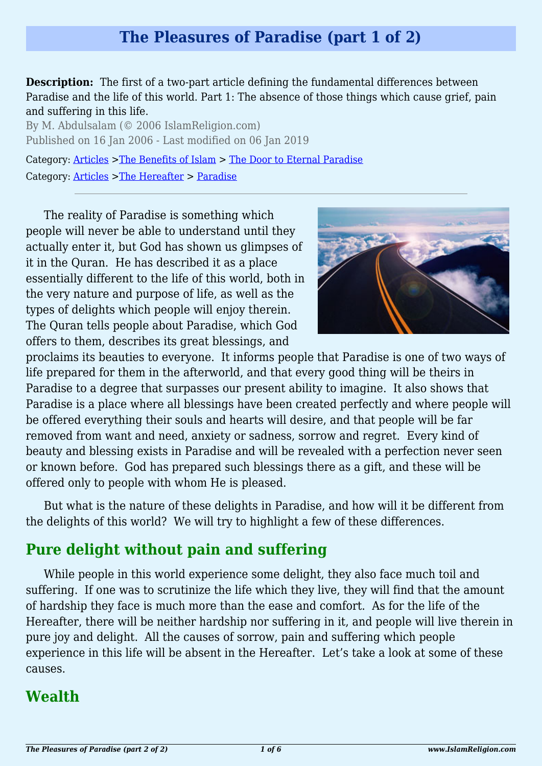# The Pleasures of Paradise (part 1 of 2)

**Description:** The first of a two-part article defining the fundamental differences between Paradise and the life of this world. Part 1: The absence of those things which cause grief, pain and suffering in this life.

By M. Abdulsalam (© 2006 IslamReligion.com)

Published on 16 Jan 2006 - Last modified on 06 Jan 2019

Category: Articles >The Benefits of Islam > The Door to Eternal Paradise

Category: Articles >The Hereafter > Paradise

---

The reality of Paradise is something which people will never be able to understand until they actually enter it, but God has shown us glimpses of it in the Quran. He has described it as a place essentially different to the life of this world, both in the very nature and purpose of life, as well as the types of delights which people will enjoy therein. The Quran tells people about Paradise, which God offers to them, describes its great blessings, and proclaims its beauties to everyone. It informs people that Paradise is one of two ways of life prepared for them in the afterworld, and that every good thing will be theirs in Paradise to a degree that surpasses our present ability to imagine. It also shows that Paradise is a place where all blessings have been created perfectly and where people will be offered everything their souls and hearts will desire, and that people will be far removed from want and need, anxiety or sadness, sorrow and regret. Every kind of beauty and blessing exists in Paradise and will be revealed with a perfection never seen or known before. God has prepared such blessings there as a gift, and these will be offered only to people with whom He is pleased.

But what is the nature of these delights in Paradise, and how will it be different from the delights of this world? We will try to highlight a few of these differences.

## Pure delight without pain and suffering

While people in this world experience some delight, they also face much toil and suffering. If one was to scrutinize the life which they live, they will find that the amount of hardship they face is much more than the ease and comfort. As for the life of the Hereafter, there will be neither hardship nor suffering in it, and people will live therein in pure joy and delight. All the causes of sorrow, pain and suffering which people experience in this life will be absent in the Hereafter. Let's take a look at some of these causes.

## Wealth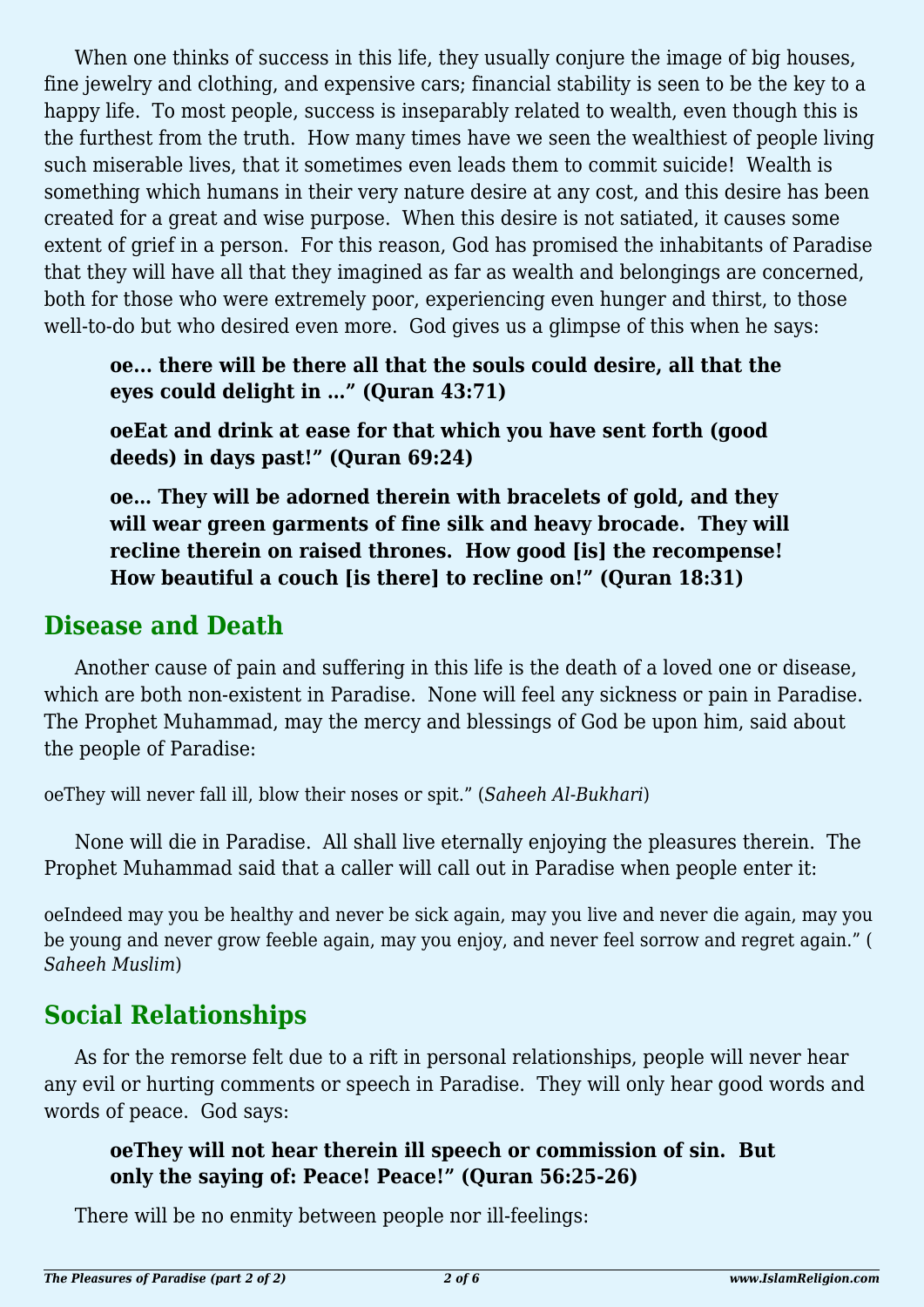When one thinks of success in this life, they usually conjure the image of big houses, fine jewelry and clothing, and expensive cars; financial stability is seen to be the key to a happy life. To most people, success is inseparably related to wealth, even though this is the furthest from the truth. How many times have we seen the wealthiest of people living such miserable lives, that it sometimes even leads them to commit suicide! Wealth is something which humans in their very nature desire at any cost, and this desire has been created for a great and wise purpose. When this desire is not satiated, it causes some extent of grief in a person. For this reason, God has promised the inhabitants of Paradise that they will have all that they imagined as far as wealth and belongings are concerned, both for those who were extremely poor, experiencing even hunger and thirst, to those well-to-do but who desired even more. God gives us a glimpse of this when he says:

> **oe... there will be there all that the souls could desire, all that the eyes could delight in …" (Quran 43:71)**
>
> **oeEat and drink at ease for that which you have sent forth (good deeds) in days past!" (Quran 69:24)**
>
> **oe… They will be adorned therein with bracelets of gold, and they will wear green garments of fine silk and heavy brocade. They will recline therein on raised thrones. How good [is] the recompense! How beautiful a couch [is there] to recline on!" (Quran 18:31)**

## Disease and Death

Another cause of pain and suffering in this life is the death of a loved one or disease, which are both non-existent in Paradise. None will feel any sickness or pain in Paradise. The Prophet Muhammad, may the mercy and blessings of God be upon him, said about the people of Paradise:

oeThey will never fall ill, blow their noses or spit." (*Saheeh Al-Bukhari*)

None will die in Paradise. All shall live eternally enjoying the pleasures therein. The Prophet Muhammad said that a caller will call out in Paradise when people enter it:

oeIndeed may you be healthy and never be sick again, may you live and never die again, may you be young and never grow feeble again, may you enjoy, and never feel sorrow and regret again." (*Saheeh Muslim*)

## Social Relationships

As for the remorse felt due to a rift in personal relationships, people will never hear any evil or hurting comments or speech in Paradise. They will only hear good words and words of peace. God says:

> **oeThey will not hear therein ill speech or commission of sin. But only the saying of: Peace! Peace!" (Quran 56:25-26)**

There will be no enmity between people nor ill-feelings: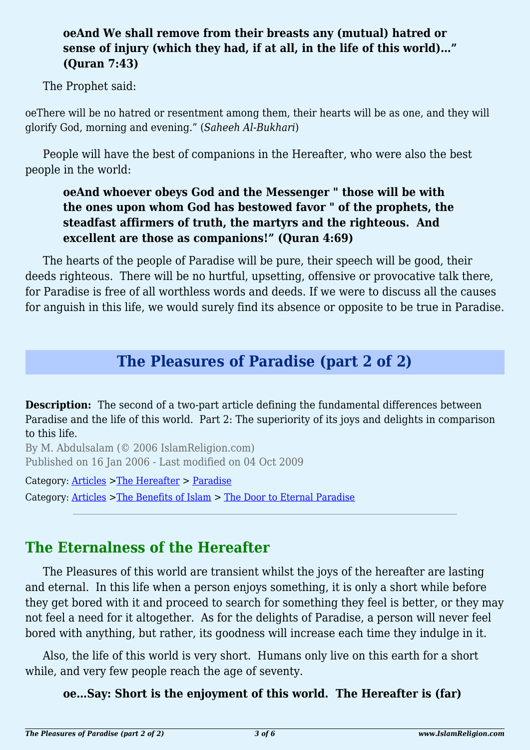> **oeAnd We shall remove from their breasts any (mutual) hatred or sense of injury (which they had, if at all, in the life of this world)…" (Quran 7:43)**

The Prophet said:

oeThere will be no hatred or resentment among them, their hearts will be as one, and they will glorify God, morning and evening." (*Saheeh Al-Bukhari*)

People will have the best of companions in the Hereafter, who were also the best people in the world:

> **oeAnd whoever obeys God and the Messenger " those will be with the ones upon whom God has bestowed favor " of the prophets, the steadfast affirmers of truth, the martyrs and the righteous. And excellent are those as companions!" (Quran 4:69)**

The hearts of the people of Paradise will be pure, their speech will be good, their deeds righteous. There will be no hurtful, upsetting, offensive or provocative talk there, for Paradise is free of all worthless words and deeds. If we were to discuss all the causes for anguish in this life, we would surely find its absence or opposite to be true in Paradise.

# The Pleasures of Paradise (part 2 of 2)

**Description:** The second of a two-part article defining the fundamental differences between Paradise and the life of this world. Part 2: The superiority of its joys and delights in comparison to this life.

By M. Abdulsalam (© 2006 IslamReligion.com)
Published on 16 Jan 2006 - Last modified on 04 Oct 2009

Category: Articles >The Hereafter > Paradise

Category: Articles >The Benefits of Islam > The Door to Eternal Paradise

---

## The Eternalness of the Hereafter

The Pleasures of this world are transient whilst the joys of the hereafter are lasting and eternal. In this life when a person enjoys something, it is only a short while before they get bored with it and proceed to search for something they feel is better, or they may not feel a need for it altogether. As for the delights of Paradise, a person will never feel bored with anything, but rather, its goodness will increase each time they indulge in it.

Also, the life of this world is very short. Humans only live on this earth for a short while, and very few people reach the age of seventy.

> **oe…Say: Short is the enjoyment of this world. The Hereafter is (far)**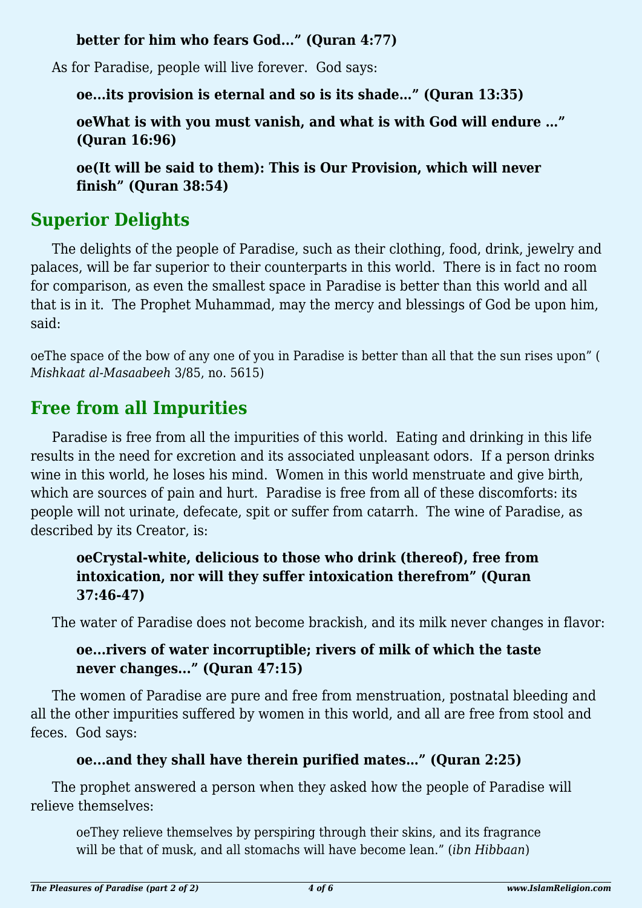**better for him who fears God…" (Quran 4:77)**

As for Paradise, people will live forever.  God says:

> **oe…its provision is eternal and so is its shade…" (Quran 13:35)**

> **oeWhat is with you must vanish, and what is with God will endure …" (Quran 16:96)**

> **oe(It will be said to them): This is Our Provision, which will never finish" (Quran 38:54)**

## Superior Delights

The delights of the people of Paradise, such as their clothing, food, drink, jewelry and palaces, will be far superior to their counterparts in this world.  There is in fact no room for comparison, as even the smallest space in Paradise is better than this world and all that is in it.  The Prophet Muhammad, may the mercy and blessings of God be upon him, said:

oeThe space of the bow of any one of you in Paradise is better than all that the sun rises upon" (*Mishkaat al-Masaabeeh* 3/85, no. 5615)

## Free from all Impurities

Paradise is free from all the impurities of this world.  Eating and drinking in this life results in the need for excretion and its associated unpleasant odors.  If a person drinks wine in this world, he loses his mind.  Women in this world menstruate and give birth, which are sources of pain and hurt.  Paradise is free from all of these discomforts: its people will not urinate, defecate, spit or suffer from catarrh.  The wine of Paradise, as described by its Creator, is:

> **oeCrystal-white, delicious to those who drink (thereof), free from intoxication, nor will they suffer intoxication therefrom" (Quran 37:46-47)**

The water of Paradise does not become brackish, and its milk never changes in flavor:

> **oe…rivers of water incorruptible; rivers of milk of which the taste never changes…" (Quran 47:15)**

The women of Paradise are pure and free from menstruation, postnatal bleeding and all the other impurities suffered by women in this world, and all are free from stool and feces.  God says:

> **oe…and they shall have therein purified mates…" (Quran 2:25)**

The prophet answered a person when they asked how the people of Paradise will relieve themselves:

> oeThey relieve themselves by perspiring through their skins, and its fragrance will be that of musk, and all stomachs will have become lean." (*ibn Hibbaan*)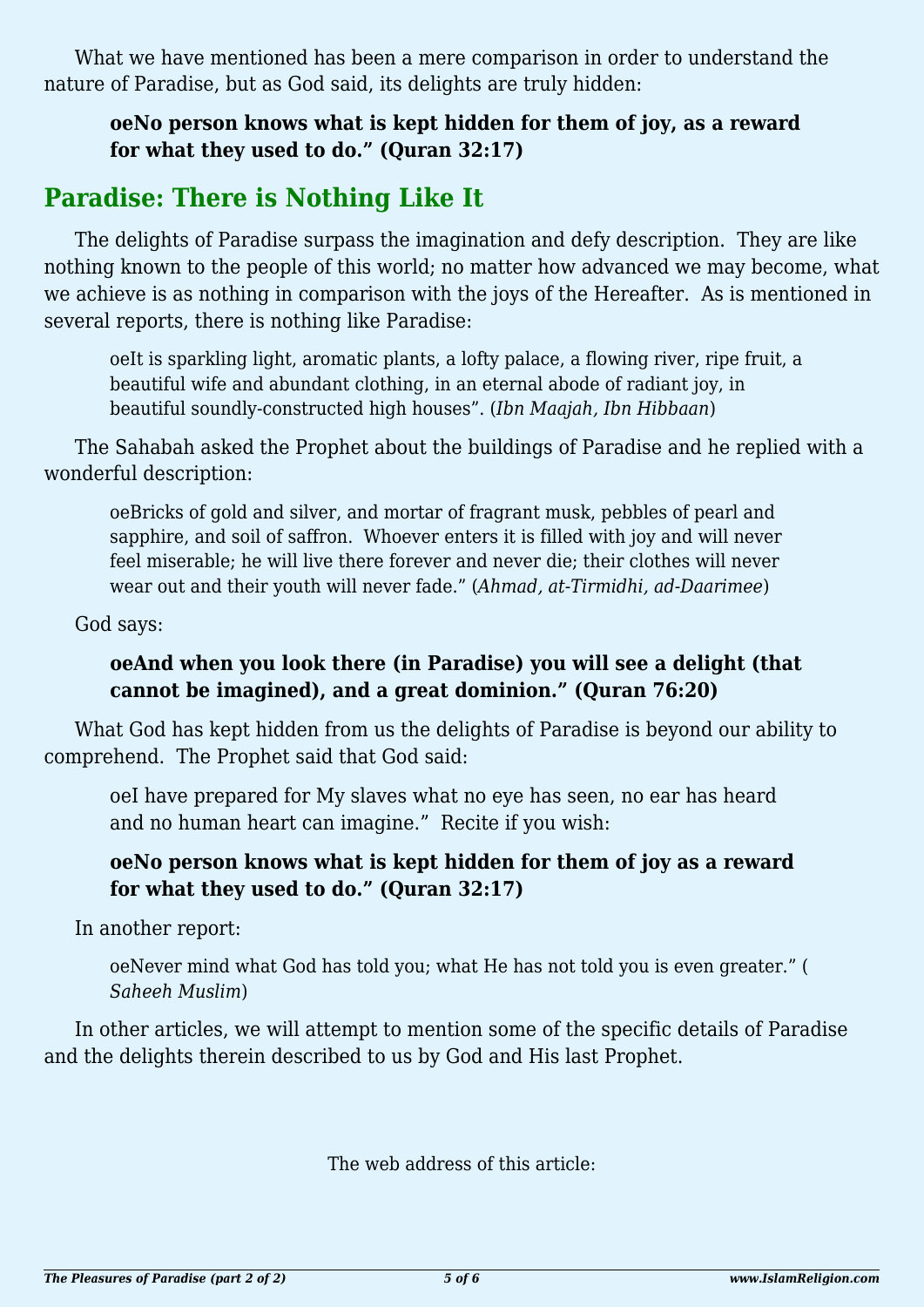What we have mentioned has been a mere comparison in order to understand the nature of Paradise, but as God said, its delights are truly hidden:

> **oeNo person knows what is kept hidden for them of joy, as a reward for what they used to do." (Quran 32:17)**

## Paradise: There is Nothing Like It

The delights of Paradise surpass the imagination and defy description. They are like nothing known to the people of this world; no matter how advanced we may become, what we achieve is as nothing in comparison with the joys of the Hereafter. As is mentioned in several reports, there is nothing like Paradise:

> oeIt is sparkling light, aromatic plants, a lofty palace, a flowing river, ripe fruit, a beautiful wife and abundant clothing, in an eternal abode of radiant joy, in beautiful soundly-constructed high houses". (*Ibn Maajah, Ibn Hibbaan*)

The Sahabah asked the Prophet about the buildings of Paradise and he replied with a wonderful description:

> oeBricks of gold and silver, and mortar of fragrant musk, pebbles of pearl and sapphire, and soil of saffron. Whoever enters it is filled with joy and will never feel miserable; he will live there forever and never die; their clothes will never wear out and their youth will never fade." (*Ahmad, at-Tirmidhi, ad-Daarimee*)

God says:

> **oeAnd when you look there (in Paradise) you will see a delight (that cannot be imagined), and a great dominion." (Quran 76:20)**

What God has kept hidden from us the delights of Paradise is beyond our ability to comprehend. The Prophet said that God said:

> oeI have prepared for My slaves what no eye has seen, no ear has heard and no human heart can imagine." Recite if you wish:

> **oeNo person knows what is kept hidden for them of joy as a reward for what they used to do." (Quran 32:17)**

In another report:

> oeNever mind what God has told you; what He has not told you is even greater." (*Saheeh Muslim*)

In other articles, we will attempt to mention some of the specific details of Paradise and the delights therein described to us by God and His last Prophet.

The web address of this article: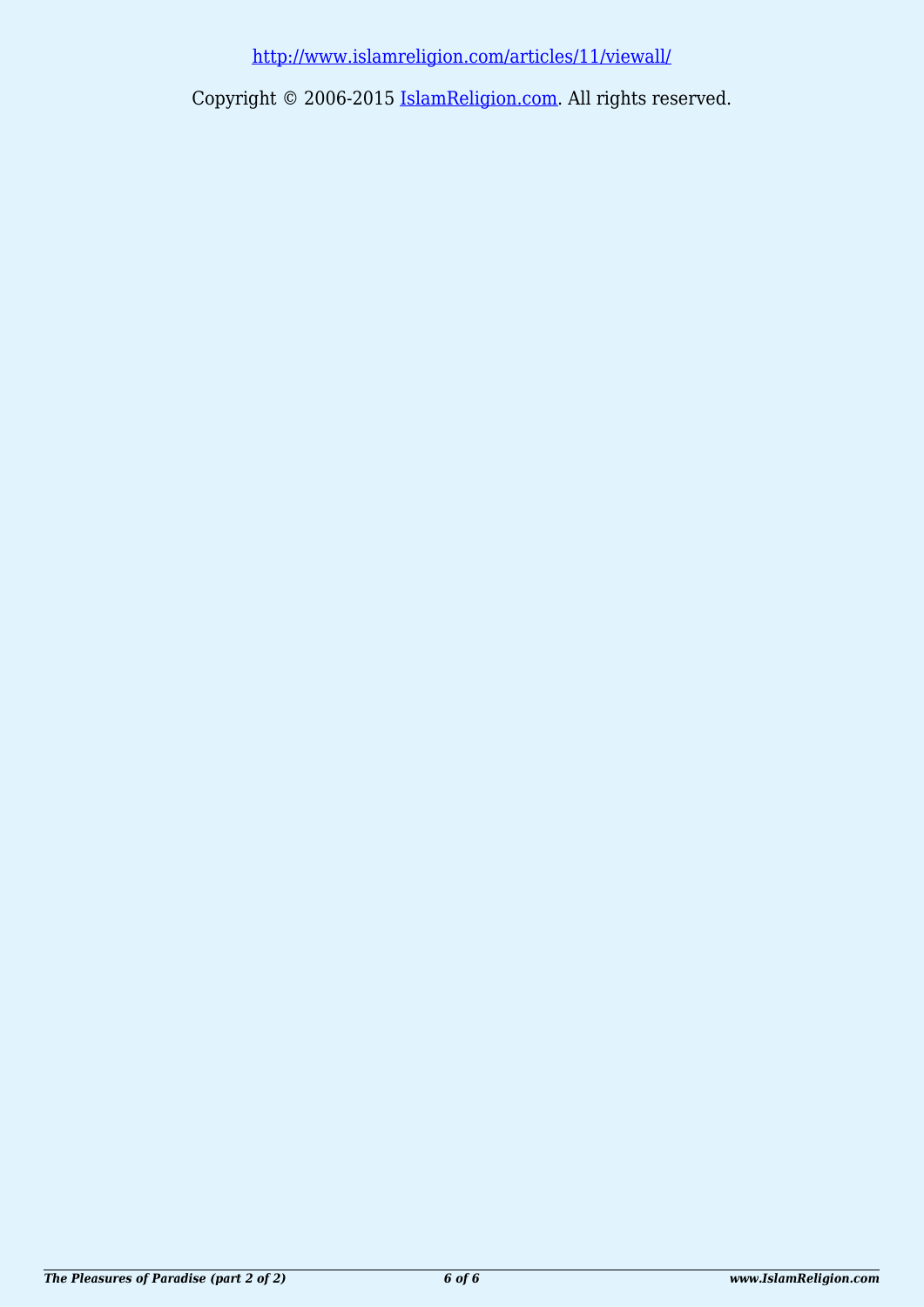http://www.islamreligion.com/articles/11/viewall/

Copyright © 2006-2015 IslamReligion.com. All rights reserved.